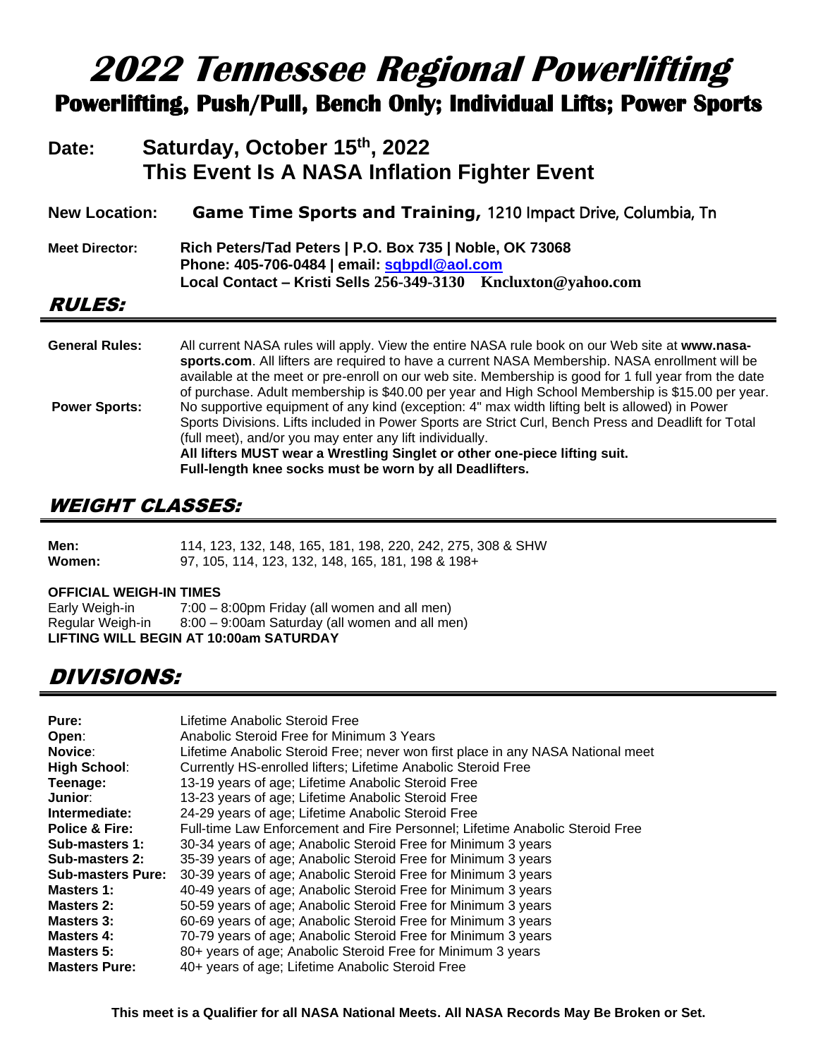# 2022 Tennessee Regional Powerlifting

## Powerlifting, Push/Pull, Bench Only; Individual Lifts; Power Sports

**Date:** **Saturday, October 15th, 2022**
**This Event Is A NASA Inflation Fighter Event**

**New Location:** **Game Time Sports and Training,** 1210 Impact Drive, Columbia, Tn

**Meet Director:** **Rich Peters/Tad Peters | P.O. Box 735 | Noble, OK 73068**
**Phone: 405-706-0484 | email: sqbpdl@aol.com**
**Local Contact – Kristi Sells 256-349-3130 Kncluxton@yahoo.com**

## RULES:

**General Rules:** All current NASA rules will apply. View the entire NASA rule book on our Web site at **www.nasa-sports.com**. All lifters are required to have a current NASA Membership. NASA enrollment will be available at the meet or pre-enroll on our web site. Membership is good for 1 full year from the date of purchase. Adult membership is $40.00 per year and High School Membership is $15.00 per year.

**Power Sports:** No supportive equipment of any kind (exception: 4" max width lifting belt is allowed) in Power Sports Divisions. Lifts included in Power Sports are Strict Curl, Bench Press and Deadlift for Total (full meet), and/or you may enter any lift individually.
**All lifters MUST wear a Wrestling Singlet or other one-piece lifting suit.**
**Full-length knee socks must be worn by all Deadlifters.**

## WEIGHT CLASSES:

**Men:** 114, 123, 132, 148, 165, 181, 198, 220, 242, 275, 308 & SHW
**Women:** 97, 105, 114, 123, 132, 148, 165, 181, 198 & 198+

**OFFICIAL WEIGH-IN TIMES**
Early Weigh-in 7:00 – 8:00pm Friday (all women and all men)
Regular Weigh-in 8:00 – 9:00am Saturday (all women and all men)
**LIFTING WILL BEGIN AT 10:00am SATURDAY**

## DIVISIONS:

| | |
|---|---|
| **Pure:** | Lifetime Anabolic Steroid Free |
| **Open**: | Anabolic Steroid Free for Minimum 3 Years |
| **Novice**: | Lifetime Anabolic Steroid Free; never won first place in any NASA National meet |
| **High School**: | Currently HS-enrolled lifters; Lifetime Anabolic Steroid Free |
| **Teenage:** | 13-19 years of age; Lifetime Anabolic Steroid Free |
| **Junior**: | 13-23 years of age; Lifetime Anabolic Steroid Free |
| **Intermediate:** | 24-29 years of age; Lifetime Anabolic Steroid Free |
| **Police & Fire:** | Full-time Law Enforcement and Fire Personnel; Lifetime Anabolic Steroid Free |
| **Sub-masters 1:** | 30-34 years of age; Anabolic Steroid Free for Minimum 3 years |
| **Sub-masters 2:** | 35-39 years of age; Anabolic Steroid Free for Minimum 3 years |
| **Sub-masters Pure:** | 30-39 years of age; Anabolic Steroid Free for Minimum 3 years |
| **Masters 1:** | 40-49 years of age; Anabolic Steroid Free for Minimum 3 years |
| **Masters 2:** | 50-59 years of age; Anabolic Steroid Free for Minimum 3 years |
| **Masters 3:** | 60-69 years of age; Anabolic Steroid Free for Minimum 3 years |
| **Masters 4:** | 70-79 years of age; Anabolic Steroid Free for Minimum 3 years |
| **Masters 5:** | 80+ years of age; Anabolic Steroid Free for Minimum 3 years |
| **Masters Pure:** | 40+ years of age; Lifetime Anabolic Steroid Free |

**This meet is a Qualifier for all NASA National Meets. All NASA Records May Be Broken or Set.**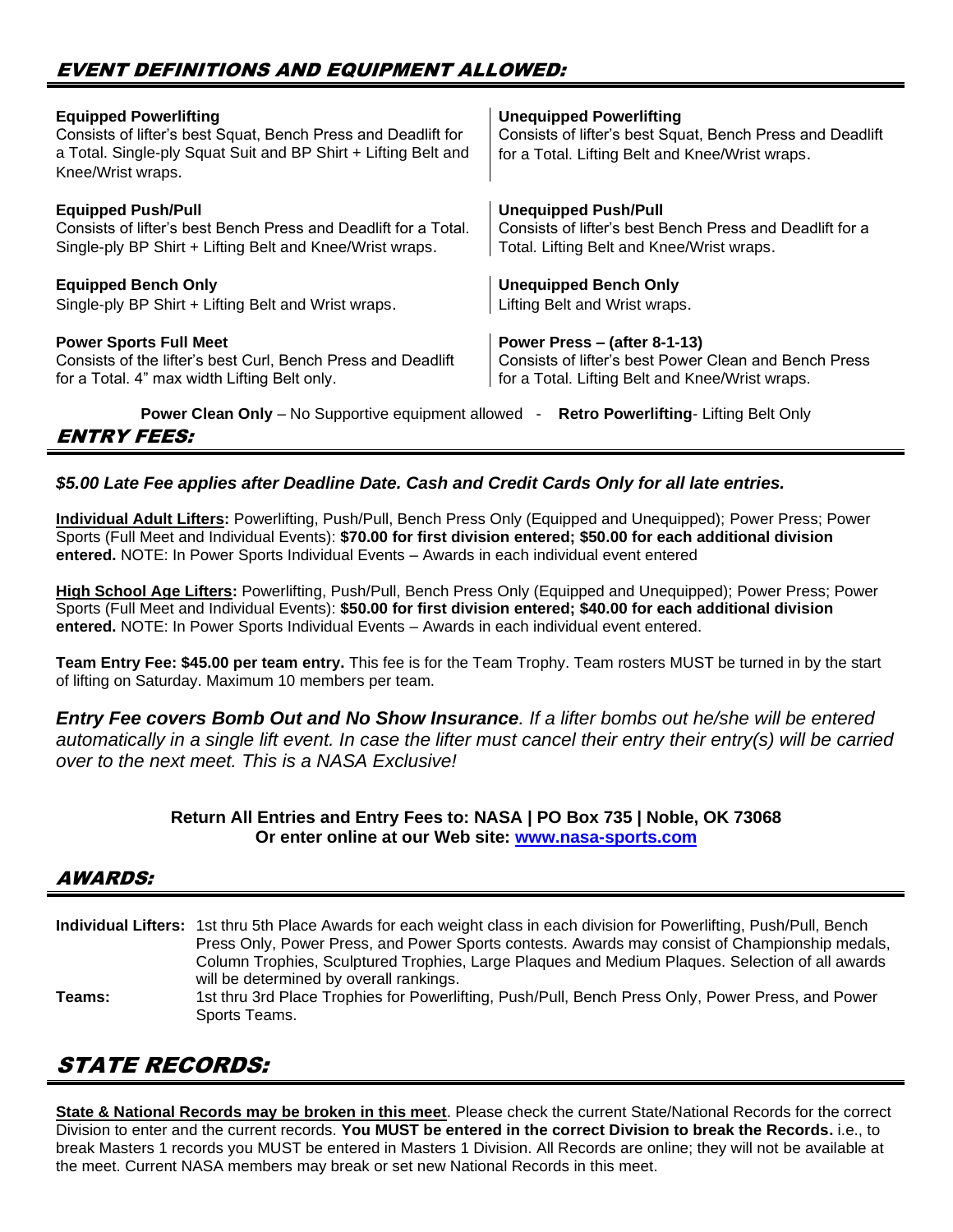## EVENT DEFINITIONS AND EQUIPMENT ALLOWED:

**Equipped Powerlifting**
Consists of lifter's best Squat, Bench Press and Deadlift for a Total. Single-ply Squat Suit and BP Shirt + Lifting Belt and Knee/Wrist wraps.

**Unequipped Powerlifting**
Consists of lifter's best Squat, Bench Press and Deadlift for a Total. Lifting Belt and Knee/Wrist wraps.

**Equipped Push/Pull**
Consists of lifter's best Bench Press and Deadlift for a Total. Single-ply BP Shirt + Lifting Belt and Knee/Wrist wraps.

**Unequipped Push/Pull**
Consists of lifter's best Bench Press and Deadlift for a Total. Lifting Belt and Knee/Wrist wraps.

**Equipped Bench Only**
Single-ply BP Shirt + Lifting Belt and Wrist wraps.

**Unequipped Bench Only**
Lifting Belt and Wrist wraps.

**Power Sports Full Meet**
Consists of the lifter's best Curl, Bench Press and Deadlift for a Total. 4" max width Lifting Belt only.

**Power Press – (after 8-1-13)**
Consists of lifter's best Power Clean and Bench Press for a Total. Lifting Belt and Knee/Wrist wraps.

**Power Clean Only** – No Supportive equipment allowed - **Retro Powerlifting**- Lifting Belt Only

## ENTRY FEES:

***$5.00 Late Fee applies after Deadline Date. Cash and Credit Cards Only for all late entries.***

**Individual Adult Lifters:** Powerlifting, Push/Pull, Bench Press Only (Equipped and Unequipped); Power Press; Power Sports (Full Meet and Individual Events): **$70.00 for first division entered; $50.00 for each additional division entered.** NOTE: In Power Sports Individual Events – Awards in each individual event entered

**High School Age Lifters:** Powerlifting, Push/Pull, Bench Press Only (Equipped and Unequipped); Power Press; Power Sports (Full Meet and Individual Events): **$50.00 for first division entered; $40.00 for each additional division entered.** NOTE: In Power Sports Individual Events – Awards in each individual event entered.

**Team Entry Fee: $45.00 per team entry.** This fee is for the Team Trophy. Team rosters MUST be turned in by the start of lifting on Saturday. Maximum 10 members per team.

***Entry Fee covers Bomb Out and No Show Insurance**. If a lifter bombs out he/she will be entered automatically in a single lift event. In case the lifter must cancel their entry their entry(s) will be carried over to the next meet. This is a NASA Exclusive!*

**Return All Entries and Entry Fees to: NASA | PO Box 735 | Noble, OK 73068**
**Or enter online at our Web site: www.nasa-sports.com**

## AWARDS:

**Individual Lifters:** 1st thru 5th Place Awards for each weight class in each division for Powerlifting, Push/Pull, Bench Press Only, Power Press, and Power Sports contests. Awards may consist of Championship medals, Column Trophies, Sculptured Trophies, Large Plaques and Medium Plaques. Selection of all awards will be determined by overall rankings.

**Teams:** 1st thru 3rd Place Trophies for Powerlifting, Push/Pull, Bench Press Only, Power Press, and Power Sports Teams.

## STATE RECORDS:

**State & National Records may be broken in this meet**. Please check the current State/National Records for the correct Division to enter and the current records. **You MUST be entered in the correct Division to break the Records.** i.e., to break Masters 1 records you MUST be entered in Masters 1 Division. All Records are online; they will not be available at the meet. Current NASA members may break or set new National Records in this meet.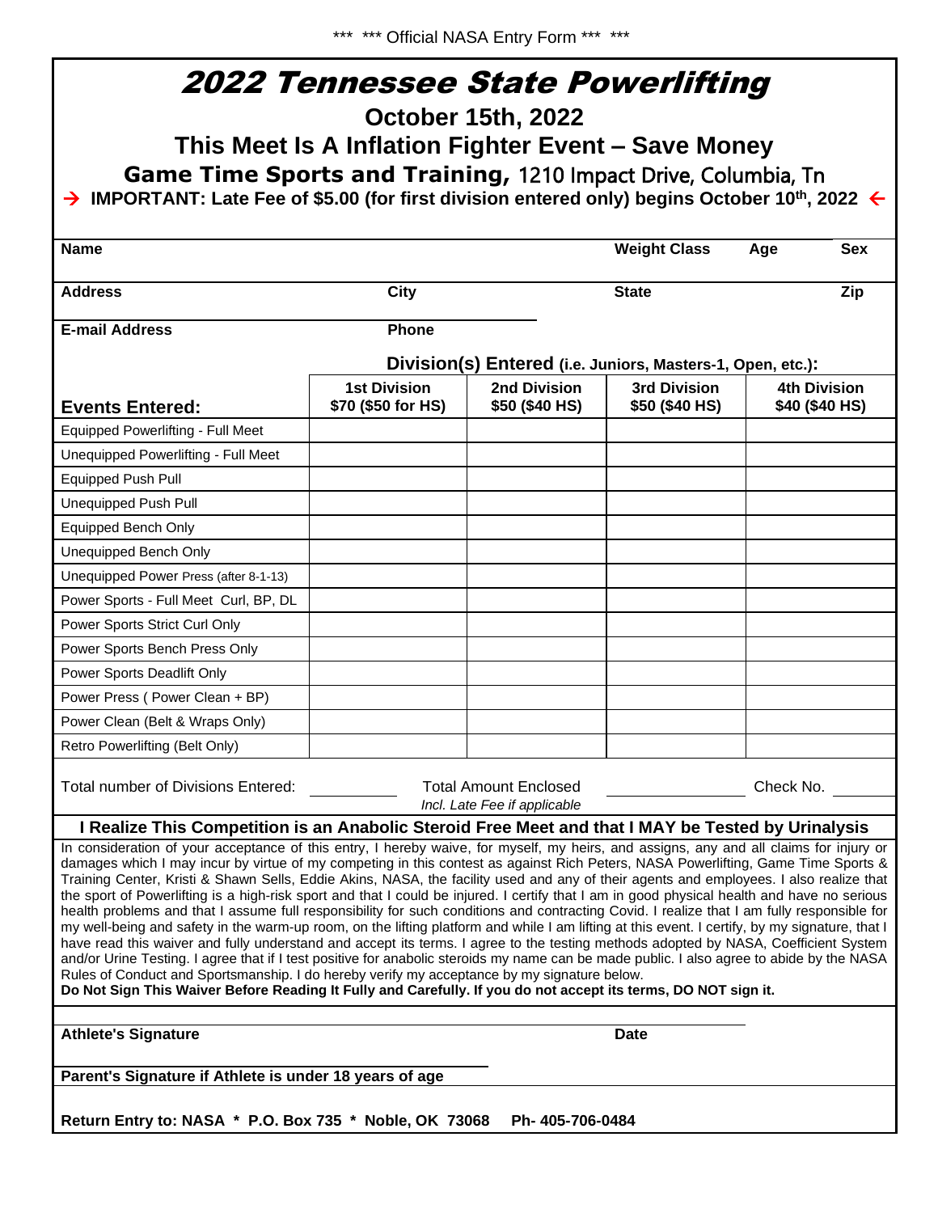\*\*\* \*\*\* Official NASA Entry Form \*\*\* \*\*\*

# 2022 Tennessee State Powerlifting

## October 15th, 2022

## This Meet Is A Inflation Fighter Event – Save Money

## Game Time Sports and Training, 1210 Impact Drive, Columbia, Tn

→ **IMPORTANT: Late Fee of $5.00 (for first division entered only) begins October 10th, 2022** ←

**Name** | **Weight Class** | **Age** | **Sex**

**Address** | **City** | **State** | **Zip**

**E-mail Address** | **Phone**

**Division(s) Entered (i.e. Juniors, Masters-1, Open, etc.):**

| **Events Entered:** | **1st Division $70 ($50 for HS)** | **2nd Division $50 ($40 HS)** | **3rd Division $50 ($40 HS)** | **4th Division $40 ($40 HS)** |
|---|---|---|---|---|
| Equipped Powerlifting - Full Meet | | | | |
| Unequipped Powerlifting - Full Meet | | | | |
| Equipped Push Pull | | | | |
| Unequipped Push Pull | | | | |
| Equipped Bench Only | | | | |
| Unequipped Bench Only | | | | |
| Unequipped Power Press (after 8-1-13) | | | | |
| Power Sports - Full Meet Curl, BP, DL | | | | |
| Power Sports Strict Curl Only | | | | |
| Power Sports Bench Press Only | | | | |
| Power Sports Deadlift Only | | | | |
| Power Press ( Power Clean + BP) | | | | |
| Power Clean (Belt & Wraps Only) | | | | |
| Retro Powerlifting (Belt Only) | | | | |

Total number of Divisions Entered: ________ Total Amount Enclosed ________ Check No. ________
*Incl. Late Fee if applicable*

**I Realize This Competition is an Anabolic Steroid Free Meet and that I MAY be Tested by Urinalysis**

In consideration of your acceptance of this entry, I hereby waive, for myself, my heirs, and assigns, any and all claims for injury or damages which I may incur by virtue of my competing in this contest as against Rich Peters, NASA Powerlifting, Game Time Sports & Training Center, Kristi & Shawn Sells, Eddie Akins, NASA, the facility used and any of their agents and employees. I also realize that the sport of Powerlifting is a high-risk sport and that I could be injured. I certify that I am in good physical health and have no serious health problems and that I assume full responsibility for such conditions and contracting Covid. I realize that I am fully responsible for my well-being and safety in the warm-up room, on the lifting platform and while I am lifting at this event. I certify, by my signature, that I have read this waiver and fully understand and accept its terms. I agree to the testing methods adopted by NASA, Coefficient System and/or Urine Testing. I agree that if I test positive for anabolic steroids my name can be made public. I also agree to abide by the NASA Rules of Conduct and Sportsmanship. I do hereby verify my acceptance by my signature below.
**Do Not Sign This Waiver Before Reading It Fully and Carefully. If you do not accept its terms, DO NOT sign it.**

**Athlete's Signature** **Date**

**Parent's Signature if Athlete is under 18 years of age**

**Return Entry to: NASA \* P.O. Box 735 \* Noble, OK 73068 Ph- 405-706-0484**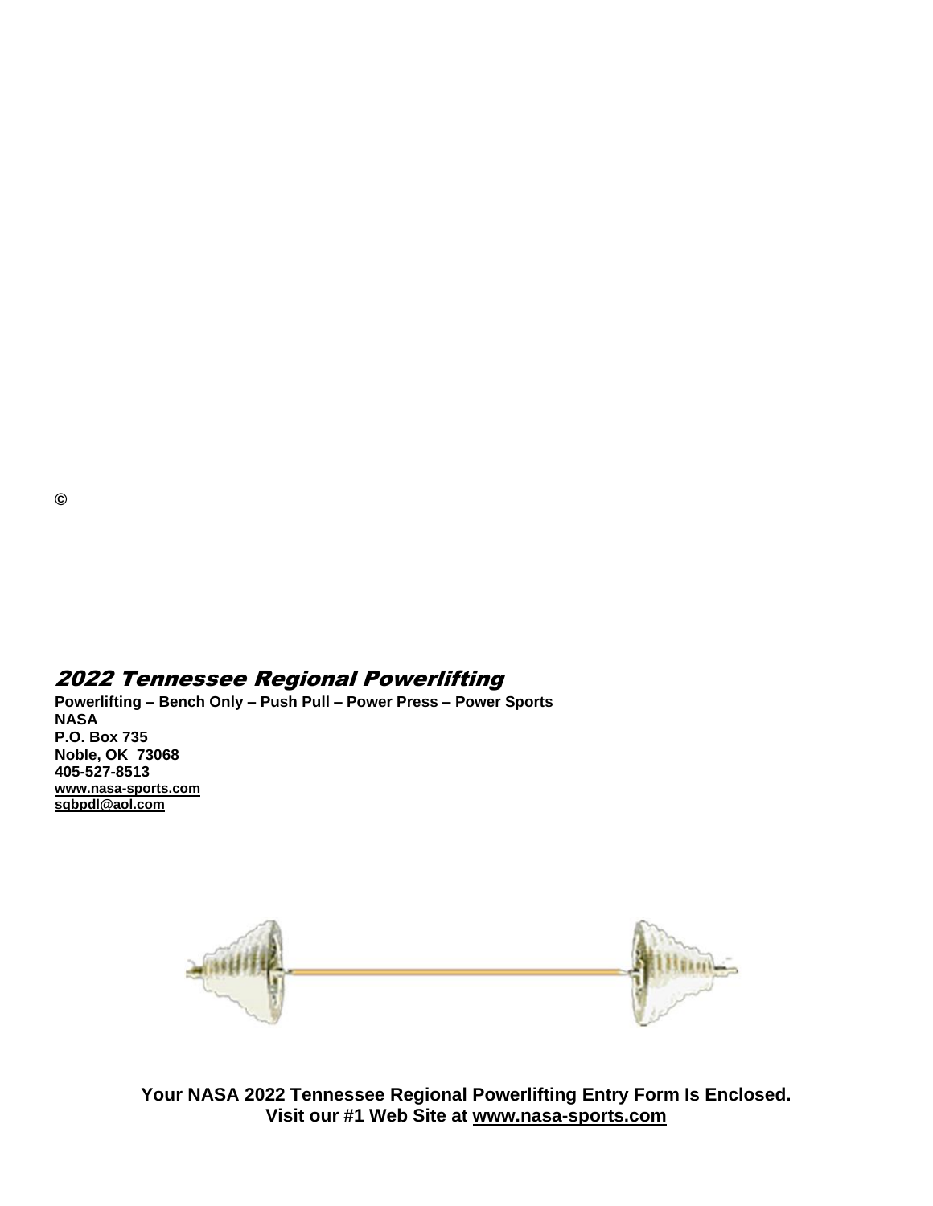©

## *2022 Tennessee Regional Powerlifting*

**Powerlifting – Bench Only – Push Pull – Power Press – Power Sports**
**NASA**
**P.O. Box 735**
**Noble, OK 73068**
**405-527-8513**
**www.nasa-sports.com**
**sqbpdl@aol.com**

**Your NASA 2022 Tennessee Regional Powerlifting Entry Form Is Enclosed.**
**Visit our #1 Web Site at www.nasa-sports.com**